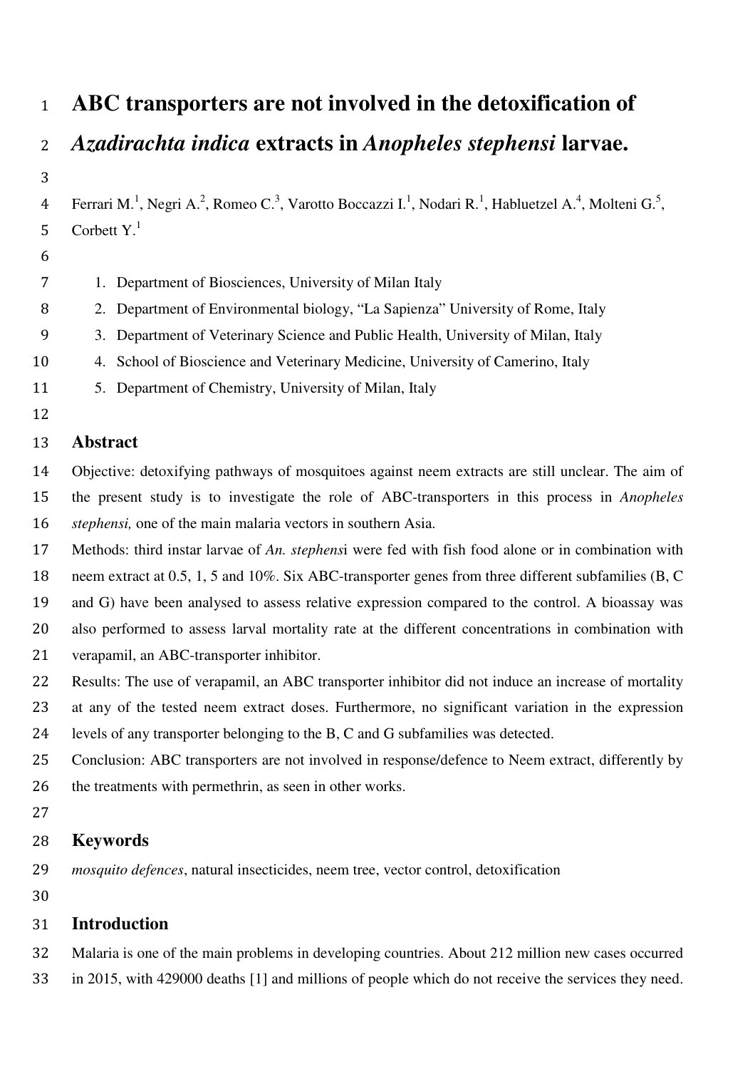# ABC transporters are not involved in the detoxification of *Azadirachta indica* extracts in *Anopheles stephensi* larvae.

Ferrari M.[1], Negri A.[2], Romeo C.[3], Varotto Boccazzi I.[1], Nodari R.[1], Habluetzel A.[4], Molteni G.[5], Corbett Y.[1]

1. Department of Biosciences, University of Milan Italy
2. Department of Environmental biology, "La Sapienza" University of Rome, Italy
3. Department of Veterinary Science and Public Health, University of Milan, Italy
4. School of Bioscience and Veterinary Medicine, University of Camerino, Italy
5. Department of Chemistry, University of Milan, Italy

## Abstract

Objective: detoxifying pathways of mosquitoes against neem extracts are still unclear. The aim of the present study is to investigate the role of ABC-transporters in this process in *Anopheles stephensi,* one of the main malaria vectors in southern Asia.

Methods: third instar larvae of *An. stephens*i were fed with fish food alone or in combination with neem extract at 0.5, 1, 5 and 10%. Six ABC-transporter genes from three different subfamilies (B, C and G) have been analysed to assess relative expression compared to the control. A bioassay was also performed to assess larval mortality rate at the different concentrations in combination with verapamil, an ABC-transporter inhibitor.

Results: The use of verapamil, an ABC transporter inhibitor did not induce an increase of mortality at any of the tested neem extract doses. Furthermore, no significant variation in the expression levels of any transporter belonging to the B, C and G subfamilies was detected.

Conclusion: ABC transporters are not involved in response/defence to Neem extract, differently by the treatments with permethrin, as seen in other works.

## Keywords

*mosquito defences*, natural insecticides, neem tree, vector control, detoxification

## Introduction

Malaria is one of the main problems in developing countries. About 212 million new cases occurred in 2015, with 429000 deaths [1] and millions of people which do not receive the services they need.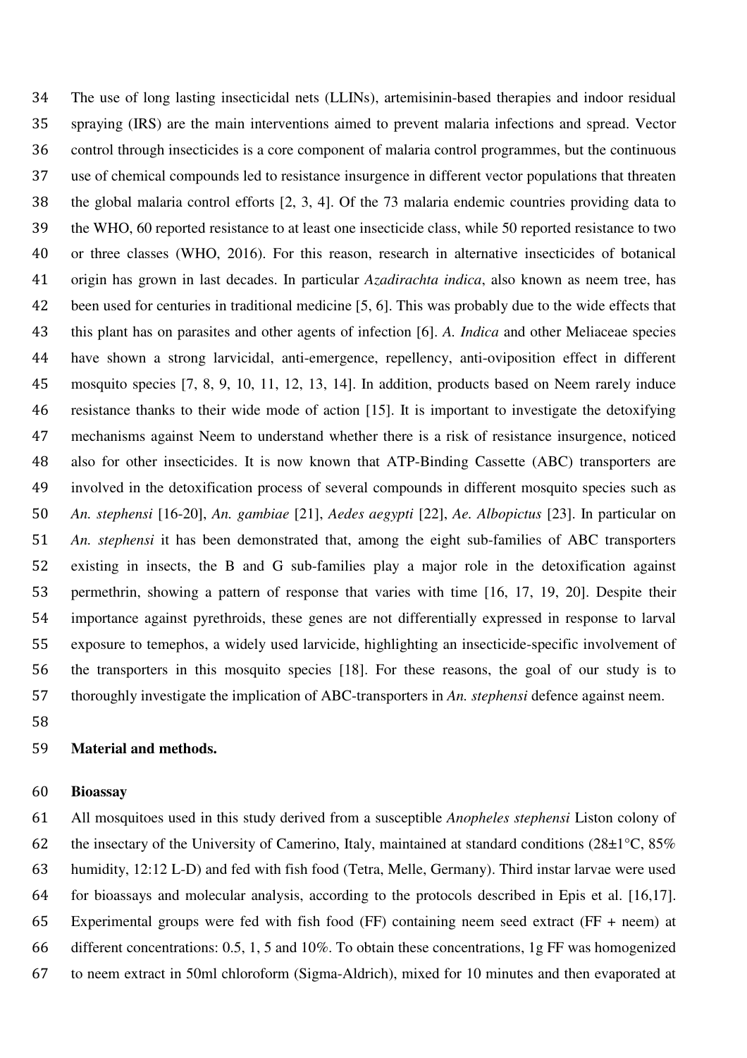The use of long lasting insecticidal nets (LLINs), artemisinin-based therapies and indoor residual spraying (IRS) are the main interventions aimed to prevent malaria infections and spread. Vector control through insecticides is a core component of malaria control programmes, but the continuous use of chemical compounds led to resistance insurgence in different vector populations that threaten the global malaria control efforts [2, 3, 4]. Of the 73 malaria endemic countries providing data to the WHO, 60 reported resistance to at least one insecticide class, while 50 reported resistance to two or three classes (WHO, 2016). For this reason, research in alternative insecticides of botanical origin has grown in last decades. In particular *Azadirachta indica*, also known as neem tree, has been used for centuries in traditional medicine [5, 6]. This was probably due to the wide effects that this plant has on parasites and other agents of infection [6]. *A. Indica* and other Meliaceae species have shown a strong larvicidal, anti-emergence, repellency, anti-oviposition effect in different mosquito species [7, 8, 9, 10, 11, 12, 13, 14]. In addition, products based on Neem rarely induce resistance thanks to their wide mode of action [15]. It is important to investigate the detoxifying mechanisms against Neem to understand whether there is a risk of resistance insurgence, noticed also for other insecticides. It is now known that ATP-Binding Cassette (ABC) transporters are involved in the detoxification process of several compounds in different mosquito species such as *An. stephensi* [16-20], *An. gambiae* [21], *Aedes aegypti* [22], *Ae. Albopictus* [23]. In particular on *An. stephensi* it has been demonstrated that, among the eight sub-families of ABC transporters existing in insects, the B and G sub-families play a major role in the detoxification against permethrin, showing a pattern of response that varies with time [16, 17, 19, 20]. Despite their importance against pyrethroids, these genes are not differentially expressed in response to larval exposure to temephos, a widely used larvicide, highlighting an insecticide-specific involvement of the transporters in this mosquito species [18]. For these reasons, the goal of our study is to thoroughly investigate the implication of ABC-transporters in *An. stephensi* defence against neem.

## Material and methods.

### Bioassay

All mosquitoes used in this study derived from a susceptible *Anopheles stephensi* Liston colony of the insectary of the University of Camerino, Italy, maintained at standard conditions (28±1°C, 85% humidity, 12:12 L-D) and fed with fish food (Tetra, Melle, Germany). Third instar larvae were used for bioassays and molecular analysis, according to the protocols described in Epis et al. [16,17]. Experimental groups were fed with fish food (FF) containing neem seed extract (FF + neem) at different concentrations: 0.5, 1, 5 and 10%. To obtain these concentrations, 1g FF was homogenized to neem extract in 50ml chloroform (Sigma-Aldrich), mixed for 10 minutes and then evaporated at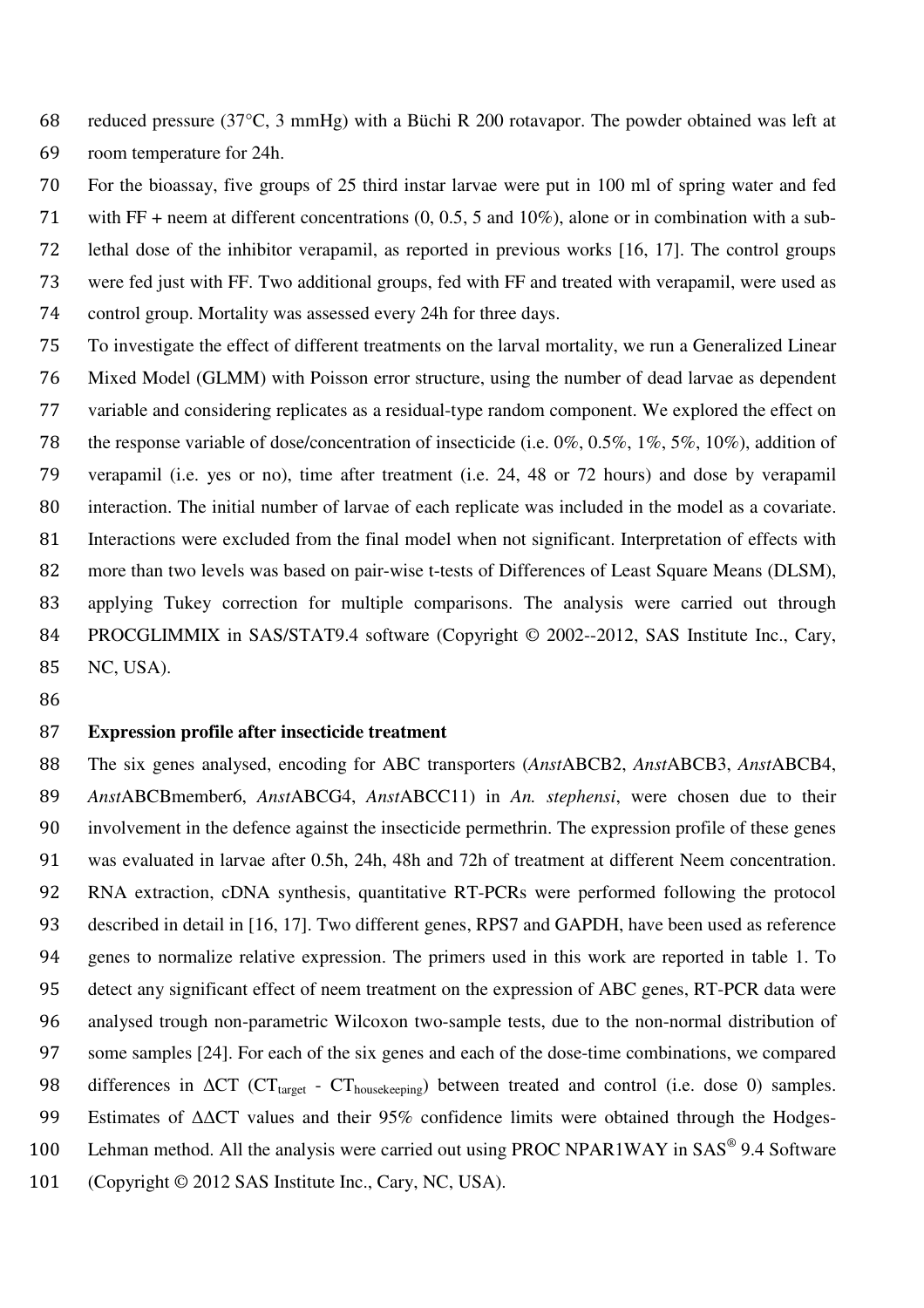reduced pressure (37°C, 3 mmHg) with a Büchi R 200 rotavapor. The powder obtained was left at room temperature for 24h.

For the bioassay, five groups of 25 third instar larvae were put in 100 ml of spring water and fed with FF + neem at different concentrations (0, 0.5, 5 and 10%), alone or in combination with a sub-lethal dose of the inhibitor verapamil, as reported in previous works [16, 17]. The control groups were fed just with FF. Two additional groups, fed with FF and treated with verapamil, were used as control group. Mortality was assessed every 24h for three days.

To investigate the effect of different treatments on the larval mortality, we run a Generalized Linear Mixed Model (GLMM) with Poisson error structure, using the number of dead larvae as dependent variable and considering replicates as a residual-type random component. We explored the effect on the response variable of dose/concentration of insecticide (i.e. 0%, 0.5%, 1%, 5%, 10%), addition of verapamil (i.e. yes or no), time after treatment (i.e. 24, 48 or 72 hours) and dose by verapamil interaction. The initial number of larvae of each replicate was included in the model as a covariate. Interactions were excluded from the final model when not significant. Interpretation of effects with more than two levels was based on pair-wise t-tests of Differences of Least Square Means (DLSM), applying Tukey correction for multiple comparisons. The analysis were carried out through PROCGLIMMIX in SAS/STAT9.4 software (Copyright © 2002--2012, SAS Institute Inc., Cary, NC, USA).

**Expression profile after insecticide treatment**

The six genes analysed, encoding for ABC transporters (*Anst*ABCB2, *Anst*ABCB3, *Anst*ABCB4, *Anst*ABCBmember6, *Anst*ABCG4, *Anst*ABCC11) in *An. stephensi*, were chosen due to their involvement in the defence against the insecticide permethrin. The expression profile of these genes was evaluated in larvae after 0.5h, 24h, 48h and 72h of treatment at different Neem concentration. RNA extraction, cDNA synthesis, quantitative RT-PCRs were performed following the protocol described in detail in [16, 17]. Two different genes, RPS7 and GAPDH, have been used as reference genes to normalize relative expression. The primers used in this work are reported in table 1. To detect any significant effect of neem treatment on the expression of ABC genes, RT-PCR data were analysed trough non-parametric Wilcoxon two-sample tests, due to the non-normal distribution of some samples [24]. For each of the six genes and each of the dose-time combinations, we compared differences in $\Delta CT$ ($CT_{target}$ - $CT_{housekeeping}$) between treated and control (i.e. dose 0) samples. Estimates of $\Delta\Delta CT$ values and their 95% confidence limits were obtained through the Hodges-Lehman method. All the analysis were carried out using PROC NPAR1WAY in SAS® 9.4 Software (Copyright © 2012 SAS Institute Inc., Cary, NC, USA).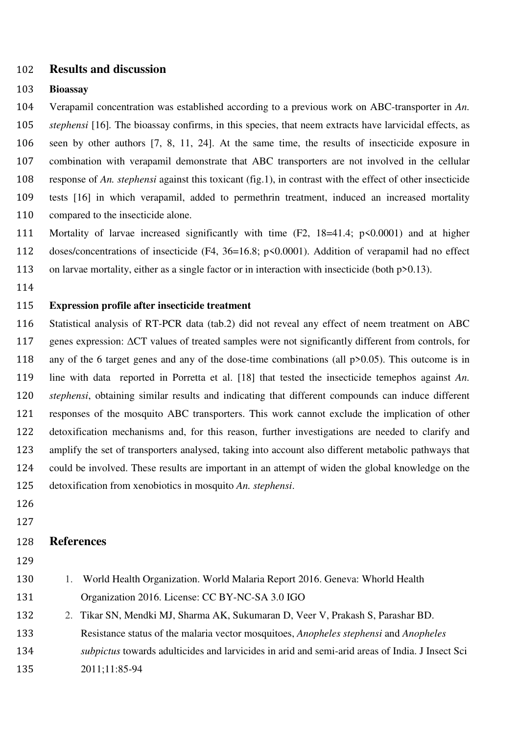## Results and discussion

### Bioassay

Verapamil concentration was established according to a previous work on ABC-transporter in *An. stephensi* [16]. The bioassay confirms, in this species, that neem extracts have larvicidal effects, as seen by other authors [7, 8, 11, 24]. At the same time, the results of insecticide exposure in combination with verapamil demonstrate that ABC transporters are not involved in the cellular response of *An. stephensi* against this toxicant (fig.1), in contrast with the effect of other insecticide tests [16] in which verapamil, added to permethrin treatment, induced an increased mortality compared to the insecticide alone.

Mortality of larvae increased significantly with time ($F_{2, 18}=41.4$; $p<0.0001$) and at higher doses/concentrations of insecticide ($F_{4, 36}=16.8$; $p<0.0001$). Addition of verapamil had no effect on larvae mortality, either as a single factor or in interaction with insecticide (both $p>0.13$).

### Expression profile after insecticide treatment

Statistical analysis of RT-PCR data (tab.2) did not reveal any effect of neem treatment on ABC genes expression: $\Delta$CT values of treated samples were not significantly different from controls, for any of the 6 target genes and any of the dose-time combinations (all $p>0.05$). This outcome is in line with data reported in Porretta et al. [18] that tested the insecticide temephos against *An. stephensi*, obtaining similar results and indicating that different compounds can induce different responses of the mosquito ABC transporters. This work cannot exclude the implication of other detoxification mechanisms and, for this reason, further investigations are needed to clarify and amplify the set of transporters analysed, taking into account also different metabolic pathways that could be involved. These results are important in an attempt of widen the global knowledge on the detoxification from xenobiotics in mosquito *An. stephensi*.

## References

1. World Health Organization. World Malaria Report 2016. Geneva: Whorld Health Organization 2016. License: CC BY-NC-SA 3.0 IGO
2. Tikar SN, Mendki MJ, Sharma AK, Sukumaran D, Veer V, Prakash S, Parashar BD. Resistance status of the malaria vector mosquitoes, *Anopheles stephensi* and *Anopheles subpictus* towards adulticides and larvicides in arid and semi-arid areas of India. J Insect Sci 2011;11:85-94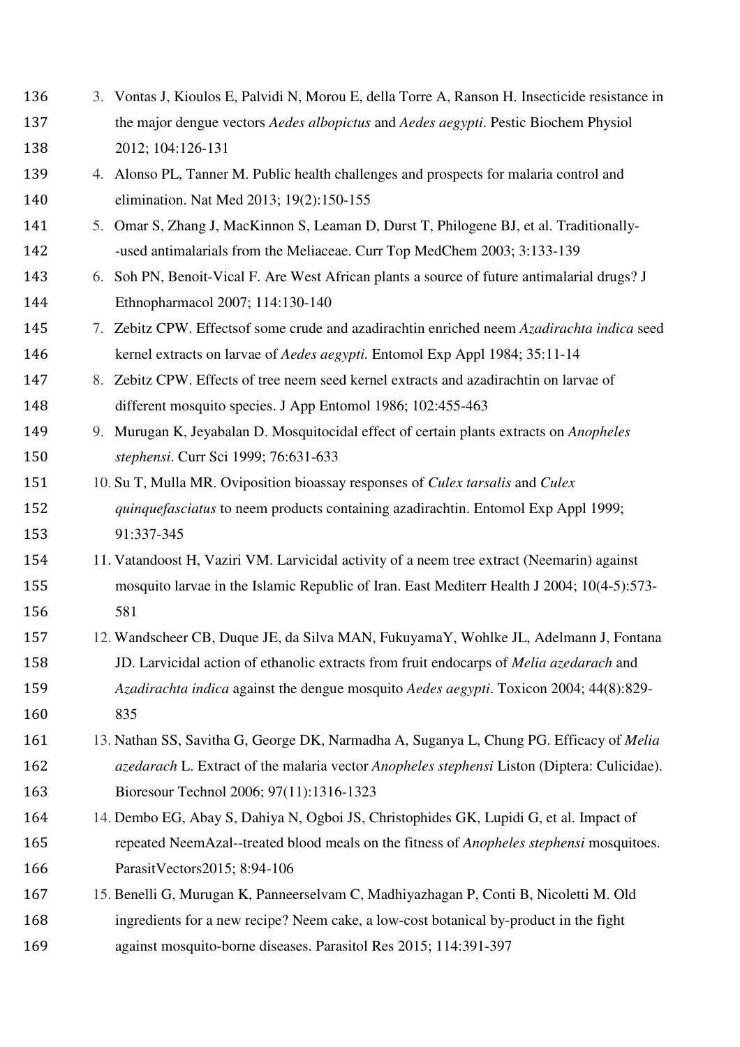3. Vontas J, Kioulos E, Palvidi N, Morou E, della Torre A, Ranson H. Insecticide resistance in the major dengue vectors *Aedes albopictus* and *Aedes aegypti*. Pestic Biochem Physiol 2012; 104:126-131
4. Alonso PL, Tanner M. Public health challenges and prospects for malaria control and elimination. Nat Med 2013; 19(2):150-155
5. Omar S, Zhang J, MacKinnon S, Leaman D, Durst T, Philogene BJ, et al. Traditionally--used antimalarials from the Meliaceae. Curr Top MedChem 2003; 3:133-139
6. Soh PN, Benoit-Vical F. Are West African plants a source of future antimalarial drugs? J Ethnopharmacol 2007; 114:130-140
7. Zebitz CPW. Effectsof some crude and azadirachtin enriched neem *Azadirachta indica* seed kernel extracts on larvae of *Aedes aegypti.* Entomol Exp Appl 1984; 35:11-14
8. Zebitz CPW. Effects of tree neem seed kernel extracts and azadirachtin on larvae of different mosquito species. J App Entomol 1986; 102:455-463
9. Murugan K, Jeyabalan D. Mosquitocidal effect of certain plants extracts on *Anopheles stephensi*. Curr Sci 1999; 76:631-633
10. Su T, Mulla MR. Oviposition bioassay responses of *Culex tarsalis* and *Culex quinquefasciatus* to neem products containing azadirachtin. Entomol Exp Appl 1999; 91:337-345
11. Vatandoost H, Vaziri VM. Larvicidal activity of a neem tree extract (Neemarin) against mosquito larvae in the Islamic Republic of Iran. East Mediterr Health J 2004; 10(4-5):573-581
12. Wandscheer CB, Duque JE, da Silva MAN, FukuyamaY, Wohlke JL, Adelmann J, Fontana JD. Larvicidal action of ethanolic extracts from fruit endocarps of *Melia azedarach* and *Azadirachta indica* against the dengue mosquito *Aedes aegypti*. Toxicon 2004; 44(8):829-835
13. Nathan SS, Savitha G, George DK, Narmadha A, Suganya L, Chung PG. Efficacy of *Melia azedarach* L. Extract of the malaria vector *Anopheles stephensi* Liston (Diptera: Culicidae). Bioresour Technol 2006; 97(11):1316-1323
14. Dembo EG, Abay S, Dahiya N, Ogboi JS, Christophides GK, Lupidi G, et al. Impact of repeated NeemAzal--treated blood meals on the fitness of *Anopheles stephensi* mosquitoes. ParasitVectors2015; 8:94-106
15. Benelli G, Murugan K, Panneerselvam C, Madhiyazhagan P, Conti B, Nicoletti M. Old ingredients for a new recipe? Neem cake, a low-cost botanical by-product in the fight against mosquito-borne diseases. Parasitol Res 2015; 114:391-397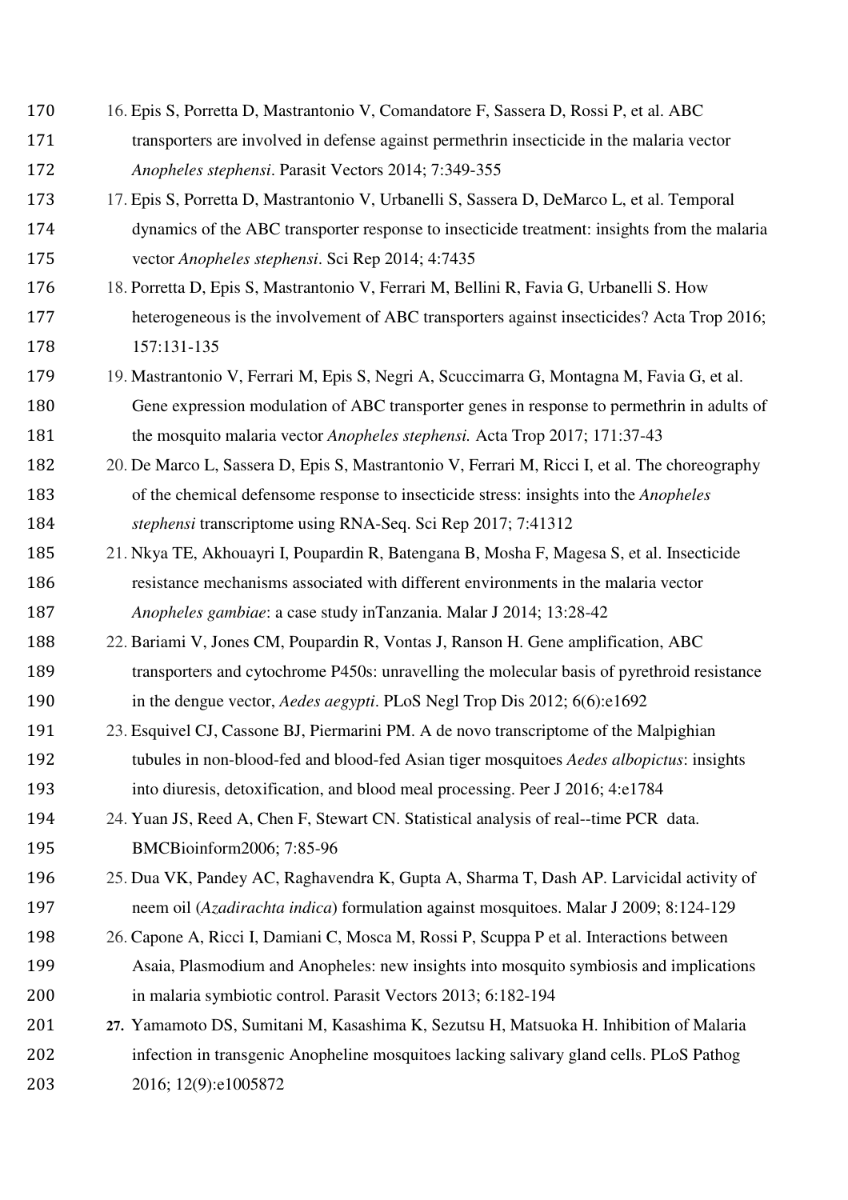16. Epis S, Porretta D, Mastrantonio V, Comandatore F, Sassera D, Rossi P, et al. ABC transporters are involved in defense against permethrin insecticide in the malaria vector *Anopheles stephensi*. Parasit Vectors 2014; 7:349-355
17. Epis S, Porretta D, Mastrantonio V, Urbanelli S, Sassera D, DeMarco L, et al. Temporal dynamics of the ABC transporter response to insecticide treatment: insights from the malaria vector *Anopheles stephensi*. Sci Rep 2014; 4:7435
18. Porretta D, Epis S, Mastrantonio V, Ferrari M, Bellini R, Favia G, Urbanelli S. How heterogeneous is the involvement of ABC transporters against insecticides? Acta Trop 2016; 157:131-135
19. Mastrantonio V, Ferrari M, Epis S, Negri A, Scuccimarra G, Montagna M, Favia G, et al. Gene expression modulation of ABC transporter genes in response to permethrin in adults of the mosquito malaria vector *Anopheles stephensi.* Acta Trop 2017; 171:37-43
20. De Marco L, Sassera D, Epis S, Mastrantonio V, Ferrari M, Ricci I, et al. The choreography of the chemical defensome response to insecticide stress: insights into the *Anopheles stephensi* transcriptome using RNA-Seq. Sci Rep 2017; 7:41312
21. Nkya TE, Akhouayri I, Poupardin R, Batengana B, Mosha F, Magesa S, et al. Insecticide resistance mechanisms associated with different environments in the malaria vector *Anopheles gambiae*: a case study inTanzania. Malar J 2014; 13:28-42
22. Bariami V, Jones CM, Poupardin R, Vontas J, Ranson H. Gene amplification, ABC transporters and cytochrome P450s: unravelling the molecular basis of pyrethroid resistance in the dengue vector, *Aedes aegypti*. PLoS Negl Trop Dis 2012; 6(6):e1692
23. Esquivel CJ, Cassone BJ, Piermarini PM. A de novo transcriptome of the Malpighian tubules in non-blood-fed and blood-fed Asian tiger mosquitoes *Aedes albopictus*: insights into diuresis, detoxification, and blood meal processing. Peer J 2016; 4:e1784
24. Yuan JS, Reed A, Chen F, Stewart CN. Statistical analysis of real--time PCR data. BMCBioinform2006; 7:85-96
25. Dua VK, Pandey AC, Raghavendra K, Gupta A, Sharma T, Dash AP. Larvicidal activity of neem oil (*Azadirachta indica*) formulation against mosquitoes. Malar J 2009; 8:124-129
26. Capone A, Ricci I, Damiani C, Mosca M, Rossi P, Scuppa P et al. Interactions between Asaia, Plasmodium and Anopheles: new insights into mosquito symbiosis and implications in malaria symbiotic control. Parasit Vectors 2013; 6:182-194
27. Yamamoto DS, Sumitani M, Kasashima K, Sezutsu H, Matsuoka H. Inhibition of Malaria infection in transgenic Anopheline mosquitoes lacking salivary gland cells. PLoS Pathog 2016; 12(9):e1005872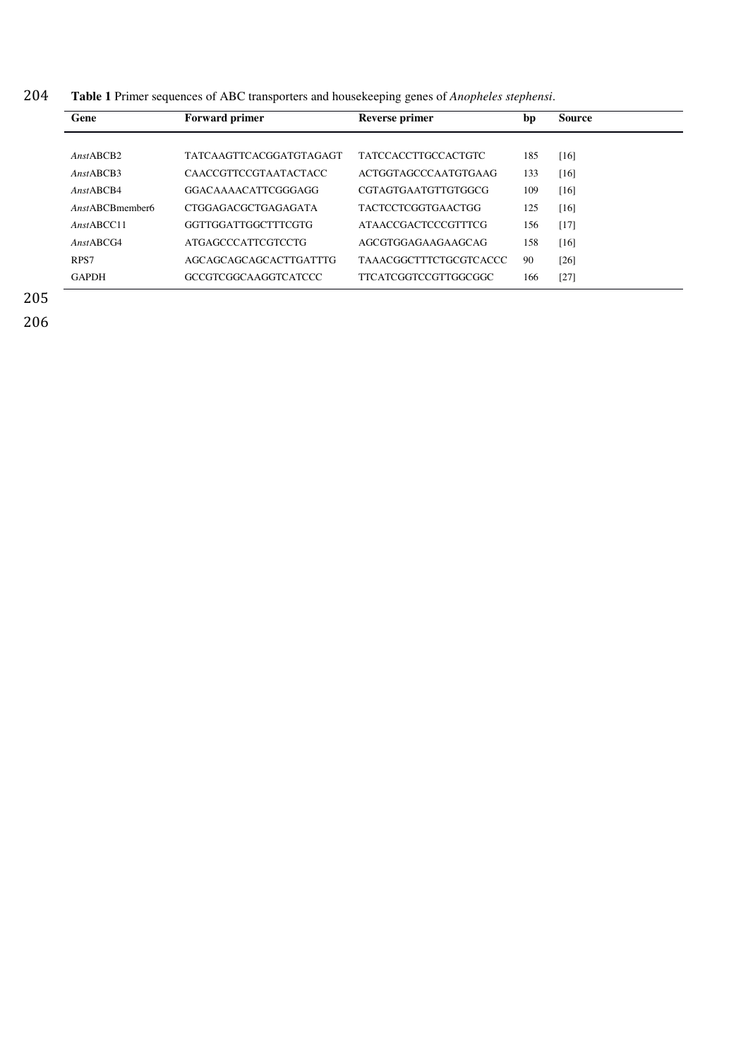**Table 1** Primer sequences of ABC transporters and housekeeping genes of *Anopheles stephensi*.

| Gene | Forward primer | Reverse primer | bp | Source |
|---|---|---|---|---|
| *Anst*ABCB2 | TATCAAGTTCACGGATGTAGAGT | TATCCACCTTGCCACTGTC | 185 | [16] |
| *Anst*ABCB3 | CAACCGTTCCGTAATACTACC | ACTGGTAGCCCAATGTGAAG | 133 | [16] |
| *Anst*ABCB4 | GGACAAAACATTCGGGAGG | CGTAGTGAATGTTGTGGCG | 109 | [16] |
| *Anst*ABCBmember6 | CTGGAGACGCTGAGAGATA | TACTCCTCGGTGAACTGG | 125 | [16] |
| *Anst*ABCC11 | GGTTGGATTGGCTTTCGTG | ATAACCGACTCCCGTTTCG | 156 | [17] |
| *Anst*ABCG4 | ATGAGCCCATTCGTCCTG | AGCGTGGAGAAGAAGCAG | 158 | [16] |
| RPS7 | AGCAGCAGCAGCACTTGATTTG | TAAACGGCTTTCTGCGTCACCC | 90 | [26] |
| GAPDH | GCCGTCGGCAAGGTCATCCC | TTCATCGGTCCGTTGGCGGC | 166 | [27] |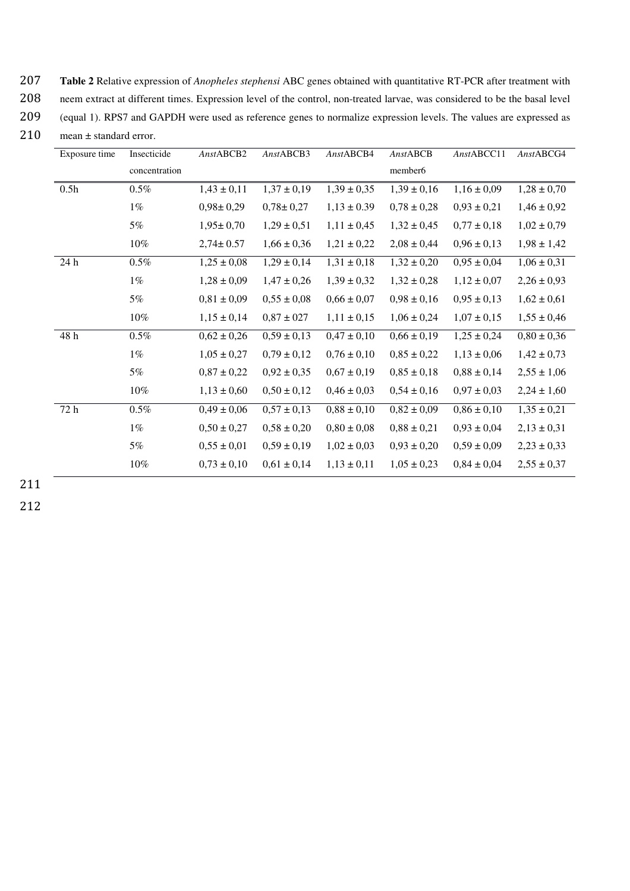**Table 2** Relative expression of *Anopheles stephensi* ABC genes obtained with quantitative RT-PCR after treatment with neem extract at different times. Expression level of the control, non-treated larvae, was considered to be the basal level (equal 1). RPS7 and GAPDH were used as reference genes to normalize expression levels. The values are expressed as mean ± standard error.

| Exposure time | Insecticide concentration | *Anst*ABCB2 | *Anst*ABCB3 | *Anst*ABCB4 | *Anst*ABCB member6 | *Anst*ABCC11 | *Anst*ABCG4 |
|---|---|---|---|---|---|---|---|
| 0.5h | 0.5% | 1,43 ± 0,11 | 1,37 ± 0,19 | 1,39 ± 0,35 | 1,39 ± 0,16 | 1,16 ± 0,09 | 1,28 ± 0,70 |
| | 1% | 0,98± 0,29 | 0,78± 0,27 | 1,13 ± 0.39 | 0,78 ± 0,28 | 0,93 ± 0,21 | 1,46 ± 0,92 |
| | 5% | 1,95± 0,70 | 1,29 ± 0,51 | 1,11 ± 0,45 | 1,32 ± 0,45 | 0,77 ± 0,18 | 1,02 ± 0,79 |
| | 10% | 2,74± 0.57 | 1,66 ± 0,36 | 1,21 ± 0,22 | 2,08 ± 0,44 | 0,96 ± 0,13 | 1,98 ± 1,42 |
| 24 h | 0.5% | 1,25 ± 0,08 | 1,29 ± 0,14 | 1,31 ± 0,18 | 1,32 ± 0,20 | 0,95 ± 0,04 | 1,06 ± 0,31 |
| | 1% | 1,28 ± 0,09 | 1,47 ± 0,26 | 1,39 ± 0,32 | 1,32 ± 0,28 | 1,12 ± 0,07 | 2,26 ± 0,93 |
| | 5% | 0,81 ± 0,09 | 0,55 ± 0,08 | 0,66 ± 0,07 | 0,98 ± 0,16 | 0,95 ± 0,13 | 1,62 ± 0,61 |
| | 10% | 1,15 ± 0,14 | 0,87 ± 027 | 1,11 ± 0,15 | 1,06 ± 0,24 | 1,07 ± 0,15 | 1,55 ± 0,46 |
| 48 h | 0.5% | 0,62 ± 0,26 | 0,59 ± 0,13 | 0,47 ± 0,10 | 0,66 ± 0,19 | 1,25 ± 0,24 | 0,80 ± 0,36 |
| | 1% | 1,05 ± 0,27 | 0,79 ± 0,12 | 0,76 ± 0,10 | 0,85 ± 0,22 | 1,13 ± 0,06 | 1,42 ± 0,73 |
| | 5% | 0,87 ± 0,22 | 0,92 ± 0,35 | 0,67 ± 0,19 | 0,85 ± 0,18 | 0,88 ± 0,14 | 2,55 ± 1,06 |
| | 10% | 1,13 ± 0,60 | 0,50 ± 0,12 | 0,46 ± 0,03 | 0,54 ± 0,16 | 0,97 ± 0,03 | 2,24 ± 1,60 |
| 72 h | 0.5% | 0,49 ± 0,06 | 0,57 ± 0,13 | 0,88 ± 0,10 | 0,82 ± 0,09 | 0,86 ± 0,10 | 1,35 ± 0,21 |
| | 1% | 0,50 ± 0,27 | 0,58 ± 0,20 | 0,80 ± 0,08 | 0,88 ± 0,21 | 0,93 ± 0,04 | 2,13 ± 0,31 |
| | 5% | 0,55 ± 0,01 | 0,59 ± 0,19 | 1,02 ± 0,03 | 0,93 ± 0,20 | 0,59 ± 0,09 | 2,23 ± 0,33 |
| | 10% | 0,73 ± 0,10 | 0,61 ± 0,14 | 1,13 ± 0,11 | 1,05 ± 0,23 | 0,84 ± 0,04 | 2,55 ± 0,37 |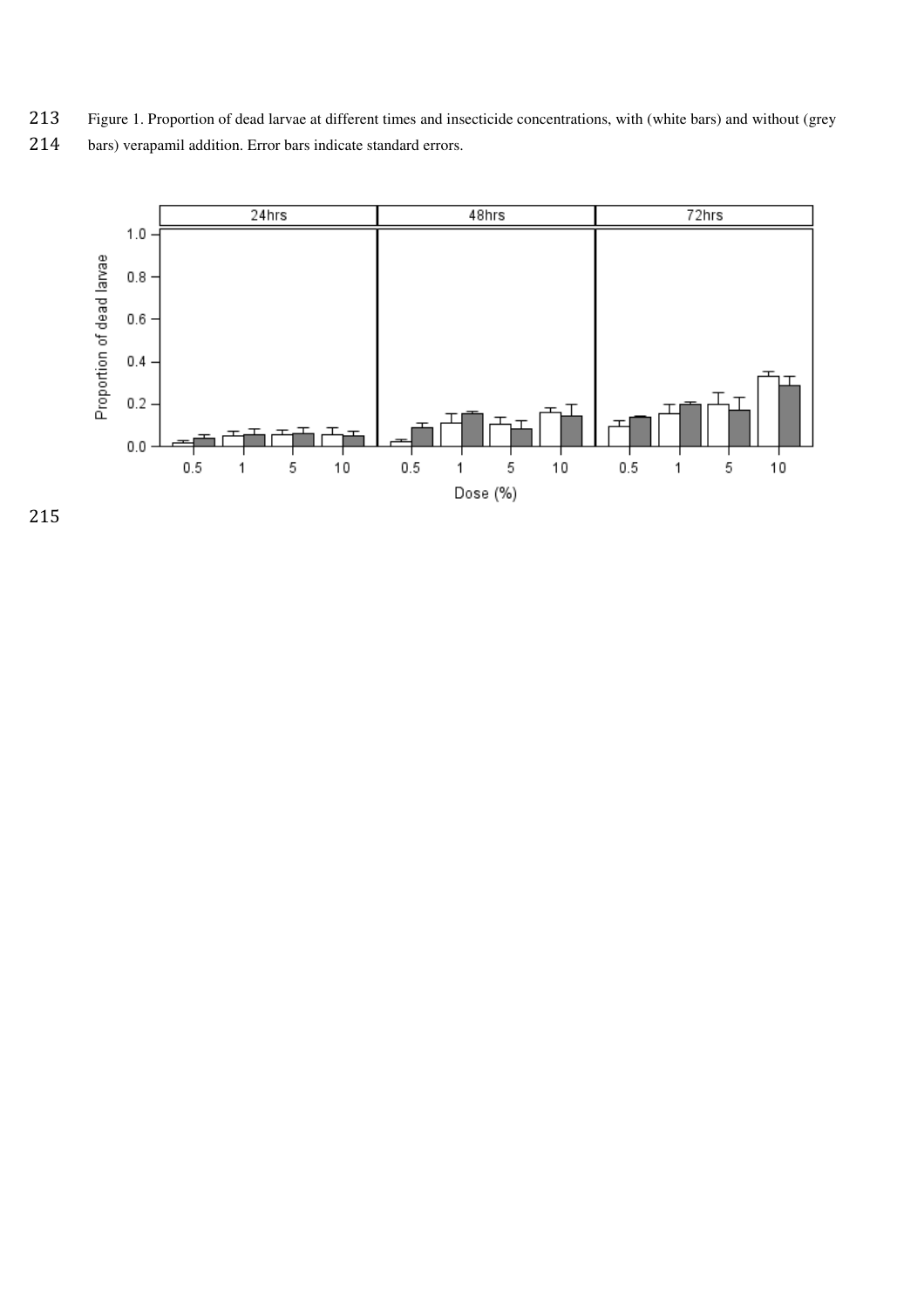Figure 1. Proportion of dead larvae at different times and insecticide concentrations, with (white bars) and without (grey bars) verapamil addition. Error bars indicate standard errors.

24hrs

48hrs

72hrs

Proportion of dead larvae

1.0

0.8

0.6

0.4

0.2

0.0

0.5 1 5 10

0.5 1 5 10

0.5 1 5 10

Dose (%)